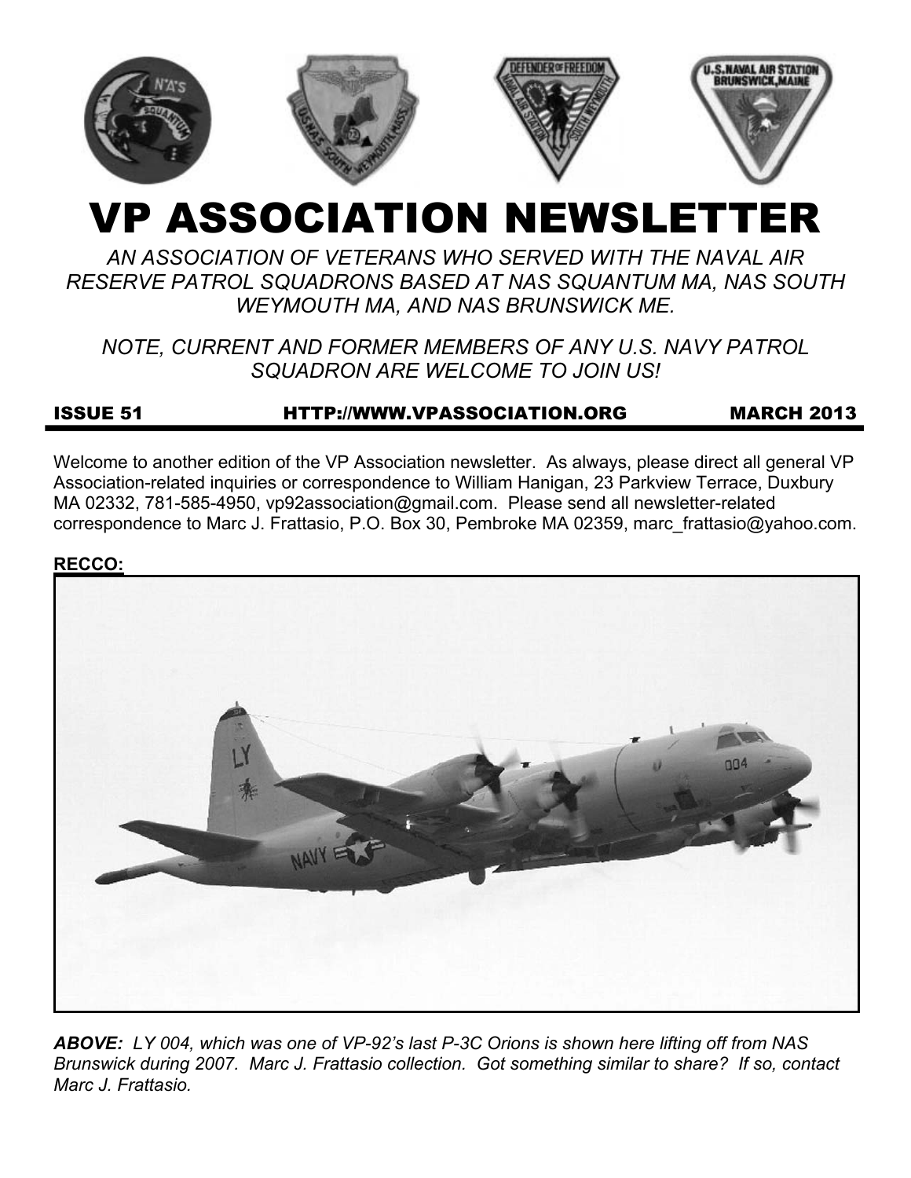# VP ASSOCIATION NEWSLETTER

*AN ASSOCIATION OF VETERANS WHO SERVED WITH THE NAVAL AIR RESERVE PATROL SQUADRONS BASED AT NAS SQUANTUM MA, NAS SOUTH WEYMOUTH MA, AND NAS BRUNSWICK ME.*

*NOTE, CURRENT AND FORMER MEMBERS OF ANY U.S. NAVY PATROL SQUADRON ARE WELCOME TO JOIN US!*

**ISSUE 51** **HTTP://WWW.VPASSOCIATION.ORG** **MARCH 2013**

Welcome to another edition of the VP Association newsletter. As always, please direct all general VP Association-related inquiries or correspondence to William Hanigan, 23 Parkview Terrace, Duxbury MA 02332, 781-585-4950, vp92association@gmail.com. Please send all newsletter-related correspondence to Marc J. Frattasio, P.O. Box 30, Pembroke MA 02359, marc_frattasio@yahoo.com.

**RECCO:**

***ABOVE:*** *LY 004, which was one of VP-92's last P-3C Orions is shown here lifting off from NAS Brunswick during 2007. Marc J. Frattasio collection. Got something similar to share? If so, contact Marc J. Frattasio.*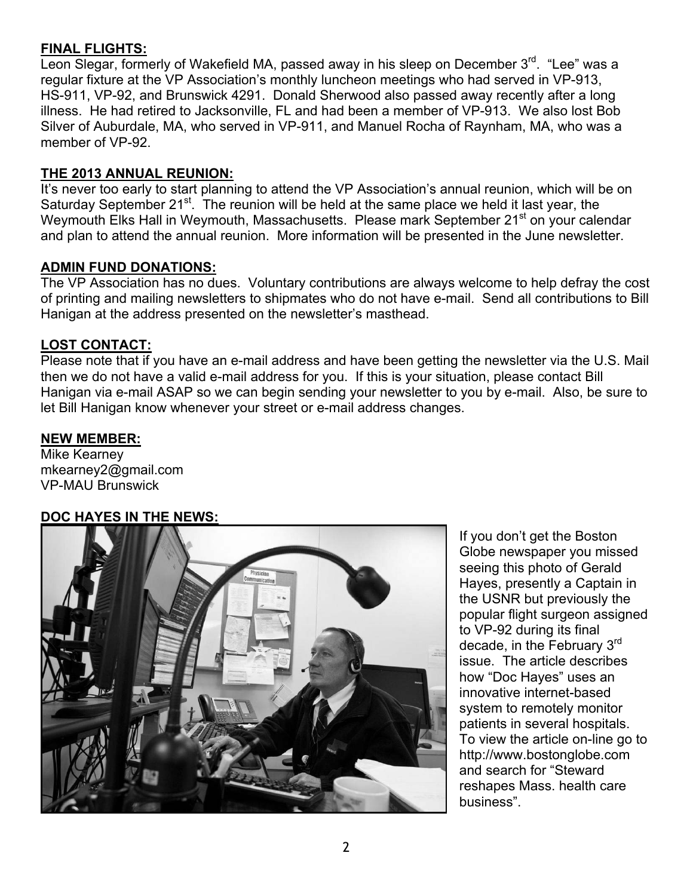## FINAL FLIGHTS:

Leon Slegar, formerly of Wakefield MA, passed away in his sleep on December 3rd. "Lee" was a regular fixture at the VP Association's monthly luncheon meetings who had served in VP-913, HS-911, VP-92, and Brunswick 4291. Donald Sherwood also passed away recently after a long illness. He had retired to Jacksonville, FL and had been a member of VP-913. We also lost Bob Silver of Auburdale, MA, who served in VP-911, and Manuel Rocha of Raynham, MA, who was a member of VP-92.

## THE 2013 ANNUAL REUNION:

It's never too early to start planning to attend the VP Association's annual reunion, which will be on Saturday September 21st. The reunion will be held at the same place we held it last year, the Weymouth Elks Hall in Weymouth, Massachusetts. Please mark September 21st on your calendar and plan to attend the annual reunion. More information will be presented in the June newsletter.

## ADMIN FUND DONATIONS:

The VP Association has no dues. Voluntary contributions are always welcome to help defray the cost of printing and mailing newsletters to shipmates who do not have e-mail. Send all contributions to Bill Hanigan at the address presented on the newsletter's masthead.

## LOST CONTACT:

Please note that if you have an e-mail address and have been getting the newsletter via the U.S. Mail then we do not have a valid e-mail address for you. If this is your situation, please contact Bill Hanigan via e-mail ASAP so we can begin sending your newsletter to you by e-mail. Also, be sure to let Bill Hanigan know whenever your street or e-mail address changes.

## NEW MEMBER:

Mike Kearney
mkearney2@gmail.com
VP-MAU Brunswick

## DOC HAYES IN THE NEWS:

If you don't get the Boston Globe newspaper you missed seeing this photo of Gerald Hayes, presently a Captain in the USNR but previously the popular flight surgeon assigned to VP-92 during its final decade, in the February 3rd issue. The article describes how "Doc Hayes" uses an innovative internet-based system to remotely monitor patients in several hospitals. To view the article on-line go to http://www.bostonglobe.com and search for "Steward reshapes Mass. health care business".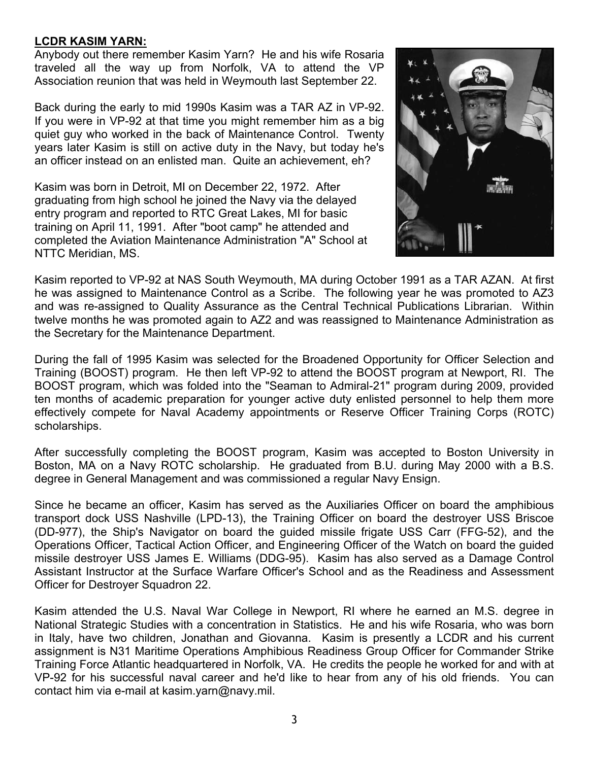**LCDR KASIM YARN:**

Anybody out there remember Kasim Yarn? He and his wife Rosaria traveled all the way up from Norfolk, VA to attend the VP Association reunion that was held in Weymouth last September 22.

Back during the early to mid 1990s Kasim was a TAR AZ in VP-92. If you were in VP-92 at that time you might remember him as a big quiet guy who worked in the back of Maintenance Control. Twenty years later Kasim is still on active duty in the Navy, but today he's an officer instead on an enlisted man. Quite an achievement, eh?

Kasim was born in Detroit, MI on December 22, 1972. After graduating from high school he joined the Navy via the delayed entry program and reported to RTC Great Lakes, MI for basic training on April 11, 1991. After "boot camp" he attended and completed the Aviation Maintenance Administration "A" School at NTTC Meridian, MS.

Kasim reported to VP-92 at NAS South Weymouth, MA during October 1991 as a TAR AZAN. At first he was assigned to Maintenance Control as a Scribe. The following year he was promoted to AZ3 and was re-assigned to Quality Assurance as the Central Technical Publications Librarian. Within twelve months he was promoted again to AZ2 and was reassigned to Maintenance Administration as the Secretary for the Maintenance Department.

During the fall of 1995 Kasim was selected for the Broadened Opportunity for Officer Selection and Training (BOOST) program. He then left VP-92 to attend the BOOST program at Newport, RI. The BOOST program, which was folded into the "Seaman to Admiral-21" program during 2009, provided ten months of academic preparation for younger active duty enlisted personnel to help them more effectively compete for Naval Academy appointments or Reserve Officer Training Corps (ROTC) scholarships.

After successfully completing the BOOST program, Kasim was accepted to Boston University in Boston, MA on a Navy ROTC scholarship. He graduated from B.U. during May 2000 with a B.S. degree in General Management and was commissioned a regular Navy Ensign.

Since he became an officer, Kasim has served as the Auxiliaries Officer on board the amphibious transport dock USS Nashville (LPD-13), the Training Officer on board the destroyer USS Briscoe (DD-977), the Ship's Navigator on board the guided missile frigate USS Carr (FFG-52), and the Operations Officer, Tactical Action Officer, and Engineering Officer of the Watch on board the guided missile destroyer USS James E. Williams (DDG-95). Kasim has also served as a Damage Control Assistant Instructor at the Surface Warfare Officer's School and as the Readiness and Assessment Officer for Destroyer Squadron 22.

Kasim attended the U.S. Naval War College in Newport, RI where he earned an M.S. degree in National Strategic Studies with a concentration in Statistics. He and his wife Rosaria, who was born in Italy, have two children, Jonathan and Giovanna. Kasim is presently a LCDR and his current assignment is N31 Maritime Operations Amphibious Readiness Group Officer for Commander Strike Training Force Atlantic headquartered in Norfolk, VA. He credits the people he worked for and with at VP-92 for his successful naval career and he'd like to hear from any of his old friends. You can contact him via e-mail at kasim.yarn@navy.mil.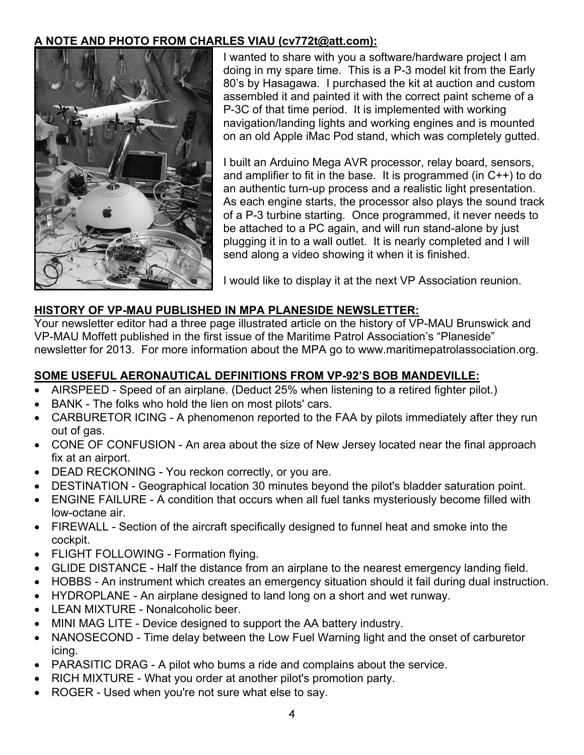**A NOTE AND PHOTO FROM CHARLES VIAU (cv772t@att.com):**

I wanted to share with you a software/hardware project I am doing in my spare time. This is a P-3 model kit from the Early 80's by Hasagawa. I purchased the kit at auction and custom assembled it and painted it with the correct paint scheme of a P-3C of that time period. It is implemented with working navigation/landing lights and working engines and is mounted on an old Apple iMac Pod stand, which was completely gutted.

I built an Arduino Mega AVR processor, relay board, sensors, and amplifier to fit in the base. It is programmed (in C++) to do an authentic turn-up process and a realistic light presentation. As each engine starts, the processor also plays the sound track of a P-3 turbine starting. Once programmed, it never needs to be attached to a PC again, and will run stand-alone by just plugging it in to a wall outlet. It is nearly completed and I will send along a video showing it when it is finished.

I would like to display it at the next VP Association reunion.

**HISTORY OF VP-MAU PUBLISHED IN MPA PLANESIDE NEWSLETTER:**

Your newsletter editor had a three page illustrated article on the history of VP-MAU Brunswick and VP-MAU Moffett published in the first issue of the Maritime Patrol Association's "Planeside" newsletter for 2013. For more information about the MPA go to www.maritimepatrolassociation.org.

**SOME USEFUL AERONAUTICAL DEFINITIONS FROM VP-92'S BOB MANDEVILLE:**

- AIRSPEED - Speed of an airplane. (Deduct 25% when listening to a retired fighter pilot.)
- BANK - The folks who hold the lien on most pilots' cars.
- CARBURETOR ICING - A phenomenon reported to the FAA by pilots immediately after they run out of gas.
- CONE OF CONFUSION - An area about the size of New Jersey located near the final approach fix at an airport.
- DEAD RECKONING - You reckon correctly, or you are.
- DESTINATION - Geographical location 30 minutes beyond the pilot's bladder saturation point.
- ENGINE FAILURE - A condition that occurs when all fuel tanks mysteriously become filled with low-octane air.
- FIREWALL - Section of the aircraft specifically designed to funnel heat and smoke into the cockpit.
- FLIGHT FOLLOWING - Formation flying.
- GLIDE DISTANCE - Half the distance from an airplane to the nearest emergency landing field.
- HOBBS - An instrument which creates an emergency situation should it fail during dual instruction.
- HYDROPLANE - An airplane designed to land long on a short and wet runway.
- LEAN MIXTURE - Nonalcoholic beer.
- MINI MAG LITE - Device designed to support the AA battery industry.
- NANOSECOND - Time delay between the Low Fuel Warning light and the onset of carburetor icing.
- PARASITIC DRAG - A pilot who bums a ride and complains about the service.
- RICH MIXTURE - What you order at another pilot's promotion party.
- ROGER - Used when you're not sure what else to say.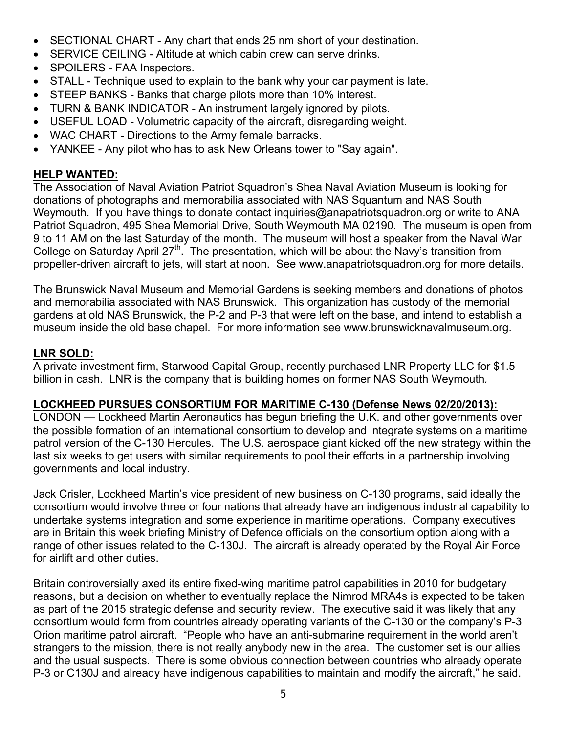- SECTIONAL CHART - Any chart that ends 25 nm short of your destination.
- SERVICE CEILING - Altitude at which cabin crew can serve drinks.
- SPOILERS - FAA Inspectors.
- STALL - Technique used to explain to the bank why your car payment is late.
- STEEP BANKS - Banks that charge pilots more than 10% interest.
- TURN & BANK INDICATOR - An instrument largely ignored by pilots.
- USEFUL LOAD - Volumetric capacity of the aircraft, disregarding weight.
- WAC CHART - Directions to the Army female barracks.
- YANKEE - Any pilot who has to ask New Orleans tower to "Say again".

**HELP WANTED:**

The Association of Naval Aviation Patriot Squadron's Shea Naval Aviation Museum is looking for donations of photographs and memorabilia associated with NAS Squantum and NAS South Weymouth. If you have things to donate contact inquiries@anapatriotsquadron.org or write to ANA Patriot Squadron, 495 Shea Memorial Drive, South Weymouth MA 02190. The museum is open from 9 to 11 AM on the last Saturday of the month. The museum will host a speaker from the Naval War College on Saturday April 27th. The presentation, which will be about the Navy's transition from propeller-driven aircraft to jets, will start at noon. See www.anapatriotsquadron.org for more details.

The Brunswick Naval Museum and Memorial Gardens is seeking members and donations of photos and memorabilia associated with NAS Brunswick. This organization has custody of the memorial gardens at old NAS Brunswick, the P-2 and P-3 that were left on the base, and intend to establish a museum inside the old base chapel. For more information see www.brunswicknavalmuseum.org.

**LNR SOLD:**

A private investment firm, Starwood Capital Group, recently purchased LNR Property LLC for $1.5 billion in cash. LNR is the company that is building homes on former NAS South Weymouth.

**LOCKHEED PURSUES CONSORTIUM FOR MARITIME C-130 (Defense News 02/20/2013):**

LONDON — Lockheed Martin Aeronautics has begun briefing the U.K. and other governments over the possible formation of an international consortium to develop and integrate systems on a maritime patrol version of the C-130 Hercules. The U.S. aerospace giant kicked off the new strategy within the last six weeks to get users with similar requirements to pool their efforts in a partnership involving governments and local industry.

Jack Crisler, Lockheed Martin's vice president of new business on C-130 programs, said ideally the consortium would involve three or four nations that already have an indigenous industrial capability to undertake systems integration and some experience in maritime operations. Company executives are in Britain this week briefing Ministry of Defence officials on the consortium option along with a range of other issues related to the C-130J. The aircraft is already operated by the Royal Air Force for airlift and other duties.

Britain controversially axed its entire fixed-wing maritime patrol capabilities in 2010 for budgetary reasons, but a decision on whether to eventually replace the Nimrod MRA4s is expected to be taken as part of the 2015 strategic defense and security review. The executive said it was likely that any consortium would form from countries already operating variants of the C-130 or the company's P-3 Orion maritime patrol aircraft. "People who have an anti-submarine requirement in the world aren't strangers to the mission, there is not really anybody new in the area. The customer set is our allies and the usual suspects. There is some obvious connection between countries who already operate P-3 or C130J and already have indigenous capabilities to maintain and modify the aircraft," he said.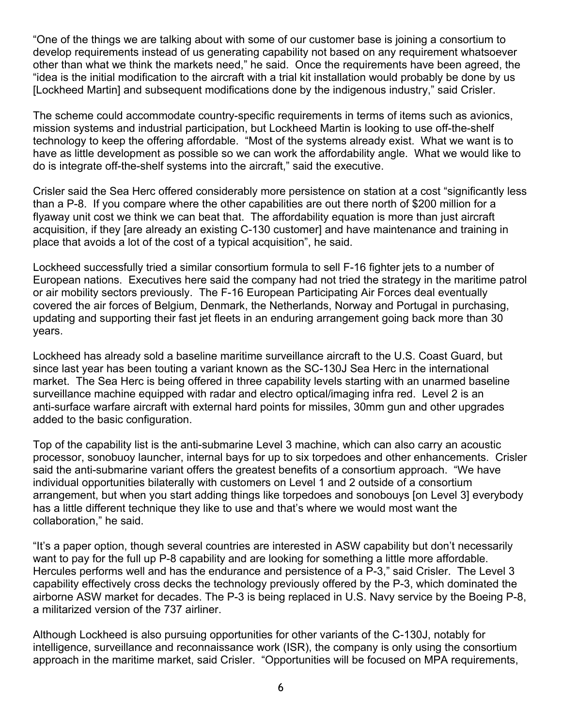"One of the things we are talking about with some of our customer base is joining a consortium to develop requirements instead of us generating capability not based on any requirement whatsoever other than what we think the markets need," he said. Once the requirements have been agreed, the "idea is the initial modification to the aircraft with a trial kit installation would probably be done by us [Lockheed Martin] and subsequent modifications done by the indigenous industry," said Crisler.

The scheme could accommodate country-specific requirements in terms of items such as avionics, mission systems and industrial participation, but Lockheed Martin is looking to use off-the-shelf technology to keep the offering affordable. "Most of the systems already exist. What we want is to have as little development as possible so we can work the affordability angle. What we would like to do is integrate off-the-shelf systems into the aircraft," said the executive.

Crisler said the Sea Herc offered considerably more persistence on station at a cost "significantly less than a P-8. If you compare where the other capabilities are out there north of $200 million for a flyaway unit cost we think we can beat that. The affordability equation is more than just aircraft acquisition, if they [are already an existing C-130 customer] and have maintenance and training in place that avoids a lot of the cost of a typical acquisition", he said.

Lockheed successfully tried a similar consortium formula to sell F-16 fighter jets to a number of European nations. Executives here said the company had not tried the strategy in the maritime patrol or air mobility sectors previously. The F-16 European Participating Air Forces deal eventually covered the air forces of Belgium, Denmark, the Netherlands, Norway and Portugal in purchasing, updating and supporting their fast jet fleets in an enduring arrangement going back more than 30 years.

Lockheed has already sold a baseline maritime surveillance aircraft to the U.S. Coast Guard, but since last year has been touting a variant known as the SC-130J Sea Herc in the international market. The Sea Herc is being offered in three capability levels starting with an unarmed baseline surveillance machine equipped with radar and electro optical/imaging infra red. Level 2 is an anti-surface warfare aircraft with external hard points for missiles, 30mm gun and other upgrades added to the basic configuration.

Top of the capability list is the anti-submarine Level 3 machine, which can also carry an acoustic processor, sonobuoy launcher, internal bays for up to six torpedoes and other enhancements. Crisler said the anti-submarine variant offers the greatest benefits of a consortium approach. "We have individual opportunities bilaterally with customers on Level 1 and 2 outside of a consortium arrangement, but when you start adding things like torpedoes and sonobouys [on Level 3] everybody has a little different technique they like to use and that's where we would most want the collaboration," he said.

"It's a paper option, though several countries are interested in ASW capability but don't necessarily want to pay for the full up P-8 capability and are looking for something a little more affordable. Hercules performs well and has the endurance and persistence of a P-3," said Crisler. The Level 3 capability effectively cross decks the technology previously offered by the P-3, which dominated the airborne ASW market for decades. The P-3 is being replaced in U.S. Navy service by the Boeing P-8, a militarized version of the 737 airliner.

Although Lockheed is also pursuing opportunities for other variants of the C-130J, notably for intelligence, surveillance and reconnaissance work (ISR), the company is only using the consortium approach in the maritime market, said Crisler. "Opportunities will be focused on MPA requirements,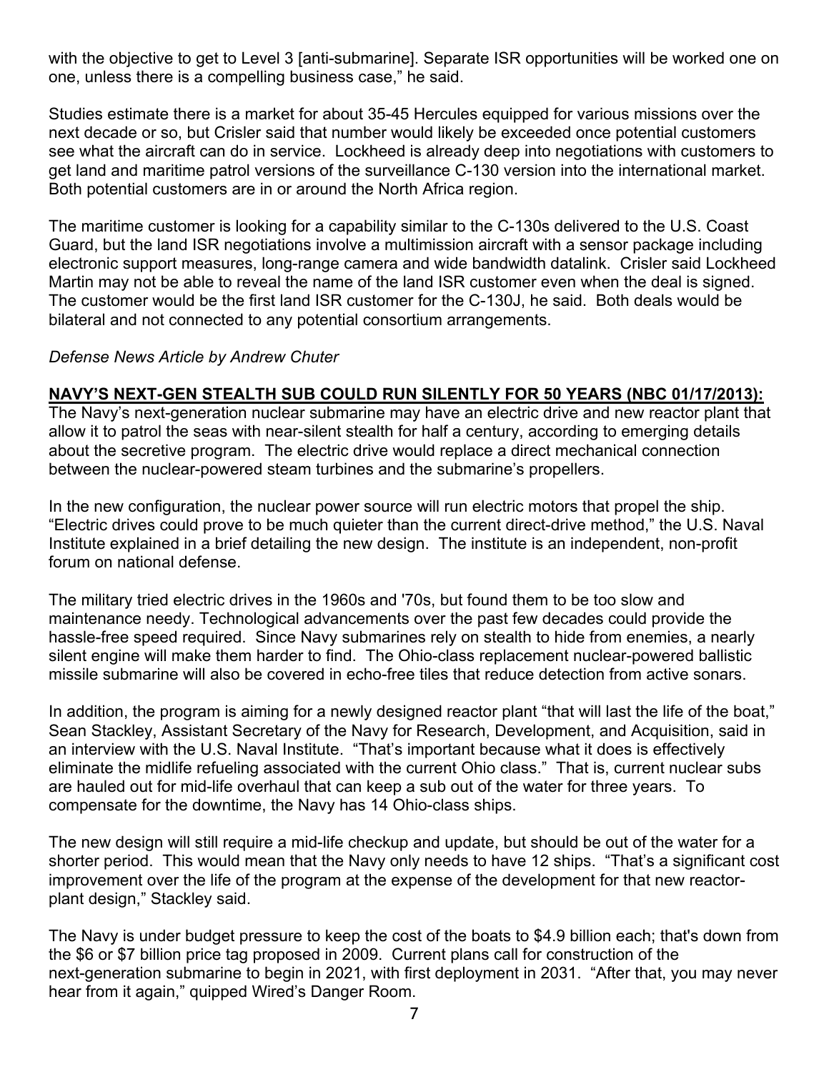with the objective to get to Level 3 [anti-submarine]. Separate ISR opportunities will be worked one on one, unless there is a compelling business case," he said.

Studies estimate there is a market for about 35-45 Hercules equipped for various missions over the next decade or so, but Crisler said that number would likely be exceeded once potential customers see what the aircraft can do in service. Lockheed is already deep into negotiations with customers to get land and maritime patrol versions of the surveillance C-130 version into the international market. Both potential customers are in or around the North Africa region.

The maritime customer is looking for a capability similar to the C-130s delivered to the U.S. Coast Guard, but the land ISR negotiations involve a multimission aircraft with a sensor package including electronic support measures, long-range camera and wide bandwidth datalink. Crisler said Lockheed Martin may not be able to reveal the name of the land ISR customer even when the deal is signed. The customer would be the first land ISR customer for the C-130J, he said. Both deals would be bilateral and not connected to any potential consortium arrangements.

*Defense News Article by Andrew Chuter*

**NAVY'S NEXT-GEN STEALTH SUB COULD RUN SILENTLY FOR 50 YEARS (NBC 01/17/2013):**
The Navy's next-generation nuclear submarine may have an electric drive and new reactor plant that allow it to patrol the seas with near-silent stealth for half a century, according to emerging details about the secretive program. The electric drive would replace a direct mechanical connection between the nuclear-powered steam turbines and the submarine's propellers.

In the new configuration, the nuclear power source will run electric motors that propel the ship. "Electric drives could prove to be much quieter than the current direct-drive method," the U.S. Naval Institute explained in a brief detailing the new design. The institute is an independent, non-profit forum on national defense.

The military tried electric drives in the 1960s and '70s, but found them to be too slow and maintenance needy. Technological advancements over the past few decades could provide the hassle-free speed required. Since Navy submarines rely on stealth to hide from enemies, a nearly silent engine will make them harder to find. The Ohio-class replacement nuclear-powered ballistic missile submarine will also be covered in echo-free tiles that reduce detection from active sonars.

In addition, the program is aiming for a newly designed reactor plant "that will last the life of the boat," Sean Stackley, Assistant Secretary of the Navy for Research, Development, and Acquisition, said in an interview with the U.S. Naval Institute. "That's important because what it does is effectively eliminate the midlife refueling associated with the current Ohio class." That is, current nuclear subs are hauled out for mid-life overhaul that can keep a sub out of the water for three years. To compensate for the downtime, the Navy has 14 Ohio-class ships.

The new design will still require a mid-life checkup and update, but should be out of the water for a shorter period. This would mean that the Navy only needs to have 12 ships. "That's a significant cost improvement over the life of the program at the expense of the development for that new reactor-plant design," Stackley said.

The Navy is under budget pressure to keep the cost of the boats to $4.9 billion each; that's down from the $6 or $7 billion price tag proposed in 2009. Current plans call for construction of the next-generation submarine to begin in 2021, with first deployment in 2031. "After that, you may never hear from it again," quipped Wired's Danger Room.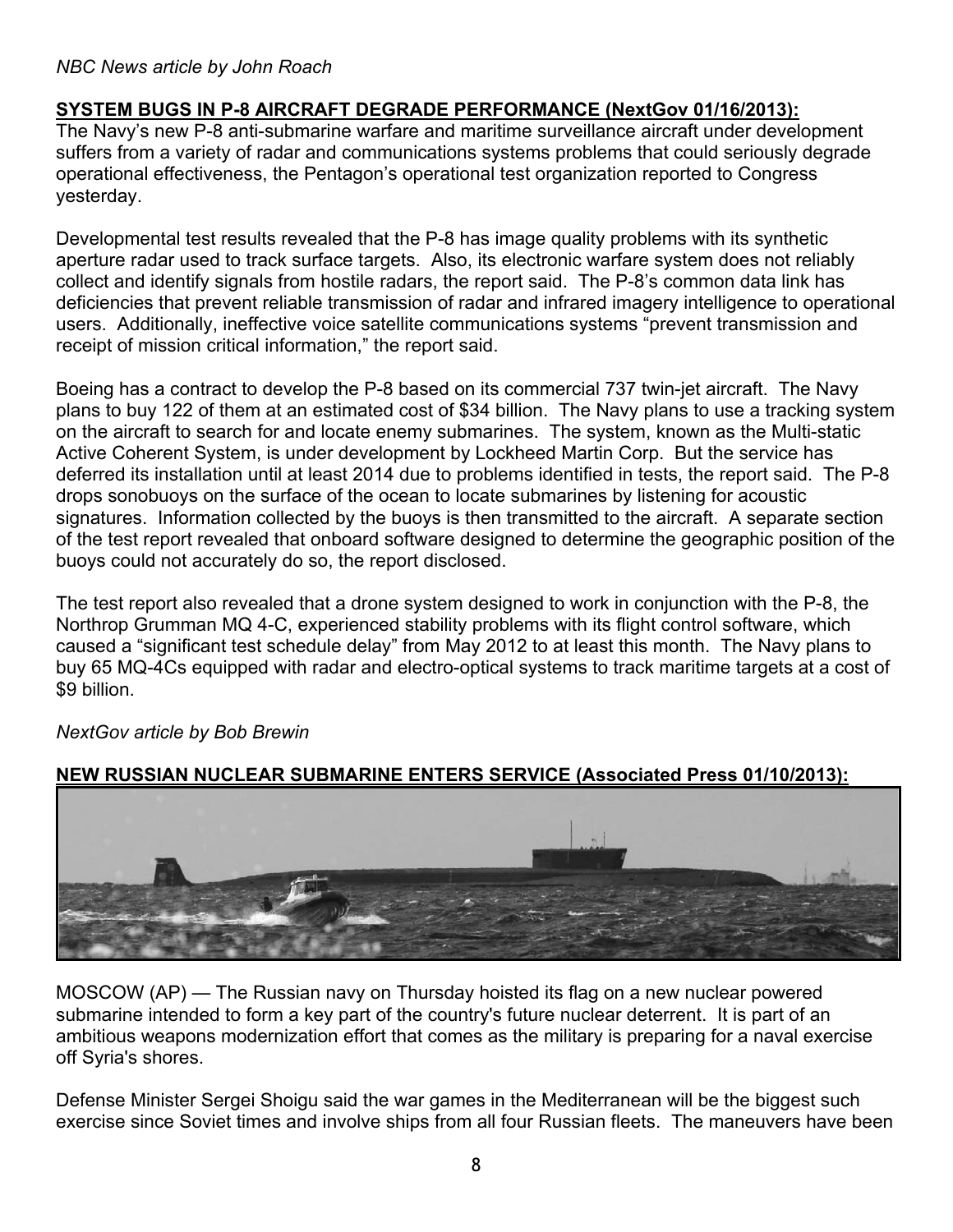*NBC News article by John Roach*

**SYSTEM BUGS IN P-8 AIRCRAFT DEGRADE PERFORMANCE (NextGov 01/16/2013):**

The Navy's new P-8 anti-submarine warfare and maritime surveillance aircraft under development suffers from a variety of radar and communications systems problems that could seriously degrade operational effectiveness, the Pentagon's operational test organization reported to Congress yesterday.

Developmental test results revealed that the P-8 has image quality problems with its synthetic aperture radar used to track surface targets. Also, its electronic warfare system does not reliably collect and identify signals from hostile radars, the report said. The P-8's common data link has deficiencies that prevent reliable transmission of radar and infrared imagery intelligence to operational users. Additionally, ineffective voice satellite communications systems "prevent transmission and receipt of mission critical information," the report said.

Boeing has a contract to develop the P-8 based on its commercial 737 twin-jet aircraft. The Navy plans to buy 122 of them at an estimated cost of $34 billion. The Navy plans to use a tracking system on the aircraft to search for and locate enemy submarines. The system, known as the Multi-static Active Coherent System, is under development by Lockheed Martin Corp. But the service has deferred its installation until at least 2014 due to problems identified in tests, the report said. The P-8 drops sonobuoys on the surface of the ocean to locate submarines by listening for acoustic signatures. Information collected by the buoys is then transmitted to the aircraft. A separate section of the test report revealed that onboard software designed to determine the geographic position of the buoys could not accurately do so, the report disclosed.

The test report also revealed that a drone system designed to work in conjunction with the P-8, the Northrop Grumman MQ 4-C, experienced stability problems with its flight control software, which caused a "significant test schedule delay" from May 2012 to at least this month. The Navy plans to buy 65 MQ-4Cs equipped with radar and electro-optical systems to track maritime targets at a cost of $9 billion.

*NextGov article by Bob Brewin*

**NEW RUSSIAN NUCLEAR SUBMARINE ENTERS SERVICE (Associated Press 01/10/2013):**

MOSCOW (AP) — The Russian navy on Thursday hoisted its flag on a new nuclear powered submarine intended to form a key part of the country's future nuclear deterrent. It is part of an ambitious weapons modernization effort that comes as the military is preparing for a naval exercise off Syria's shores.

Defense Minister Sergei Shoigu said the war games in the Mediterranean will be the biggest such exercise since Soviet times and involve ships from all four Russian fleets. The maneuvers have been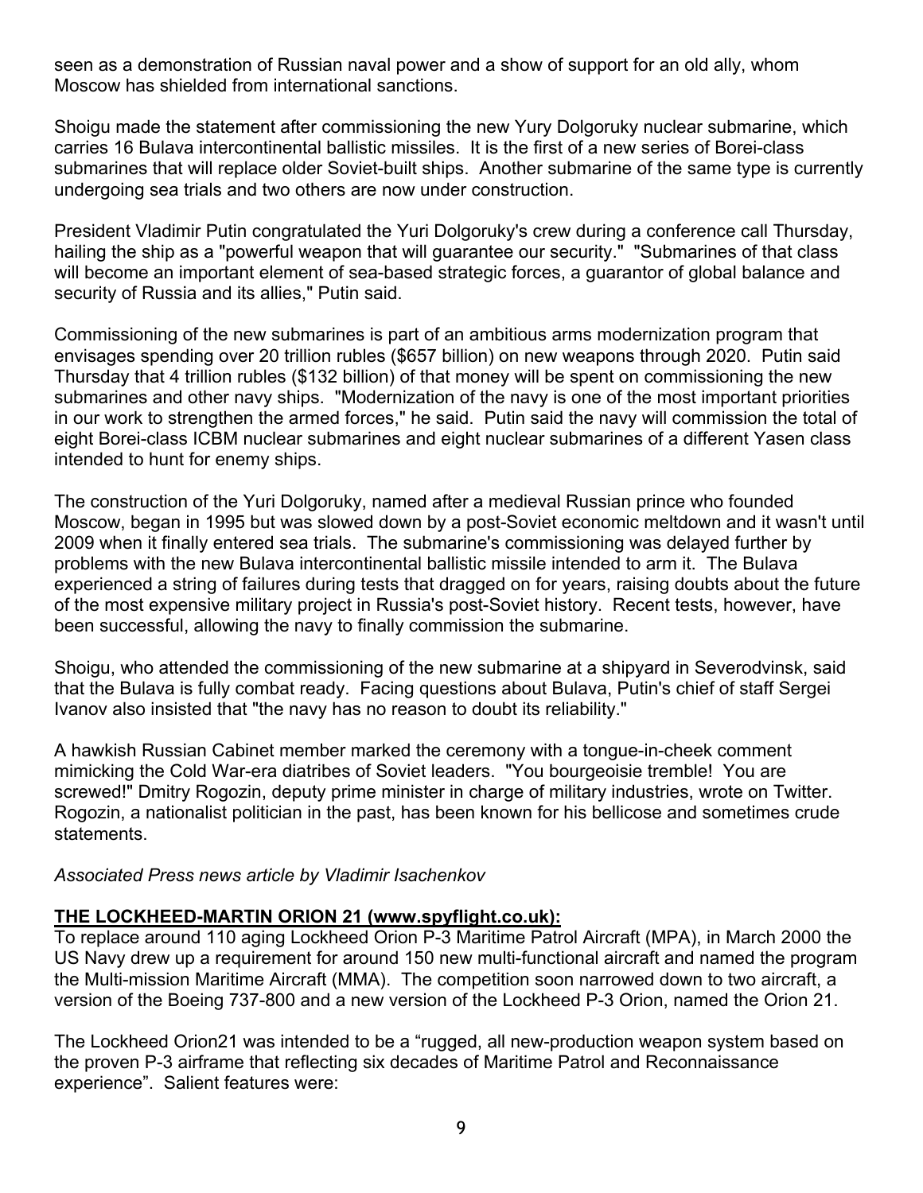seen as a demonstration of Russian naval power and a show of support for an old ally, whom Moscow has shielded from international sanctions.

Shoigu made the statement after commissioning the new Yury Dolgoruky nuclear submarine, which carries 16 Bulava intercontinental ballistic missiles. It is the first of a new series of Borei-class submarines that will replace older Soviet-built ships. Another submarine of the same type is currently undergoing sea trials and two others are now under construction.

President Vladimir Putin congratulated the Yuri Dolgoruky's crew during a conference call Thursday, hailing the ship as a "powerful weapon that will guarantee our security." "Submarines of that class will become an important element of sea-based strategic forces, a guarantor of global balance and security of Russia and its allies," Putin said.

Commissioning of the new submarines is part of an ambitious arms modernization program that envisages spending over 20 trillion rubles ($657 billion) on new weapons through 2020. Putin said Thursday that 4 trillion rubles ($132 billion) of that money will be spent on commissioning the new submarines and other navy ships. "Modernization of the navy is one of the most important priorities in our work to strengthen the armed forces," he said. Putin said the navy will commission the total of eight Borei-class ICBM nuclear submarines and eight nuclear submarines of a different Yasen class intended to hunt for enemy ships.

The construction of the Yuri Dolgoruky, named after a medieval Russian prince who founded Moscow, began in 1995 but was slowed down by a post-Soviet economic meltdown and it wasn't until 2009 when it finally entered sea trials. The submarine's commissioning was delayed further by problems with the new Bulava intercontinental ballistic missile intended to arm it. The Bulava experienced a string of failures during tests that dragged on for years, raising doubts about the future of the most expensive military project in Russia's post-Soviet history. Recent tests, however, have been successful, allowing the navy to finally commission the submarine.

Shoigu, who attended the commissioning of the new submarine at a shipyard in Severodvinsk, said that the Bulava is fully combat ready. Facing questions about Bulava, Putin's chief of staff Sergei Ivanov also insisted that "the navy has no reason to doubt its reliability."

A hawkish Russian Cabinet member marked the ceremony with a tongue-in-cheek comment mimicking the Cold War-era diatribes of Soviet leaders. "You bourgeoisie tremble! You are screwed!" Dmitry Rogozin, deputy prime minister in charge of military industries, wrote on Twitter. Rogozin, a nationalist politician in the past, has been known for his bellicose and sometimes crude statements.

*Associated Press news article by Vladimir Isachenkov*

**THE LOCKHEED-MARTIN ORION 21 (www.spyflight.co.uk):**

To replace around 110 aging Lockheed Orion P-3 Maritime Patrol Aircraft (MPA), in March 2000 the US Navy drew up a requirement for around 150 new multi-functional aircraft and named the program the Multi-mission Maritime Aircraft (MMA). The competition soon narrowed down to two aircraft, a version of the Boeing 737-800 and a new version of the Lockheed P-3 Orion, named the Orion 21.

The Lockheed Orion21 was intended to be a "rugged, all new-production weapon system based on the proven P-3 airframe that reflecting six decades of Maritime Patrol and Reconnaissance experience". Salient features were: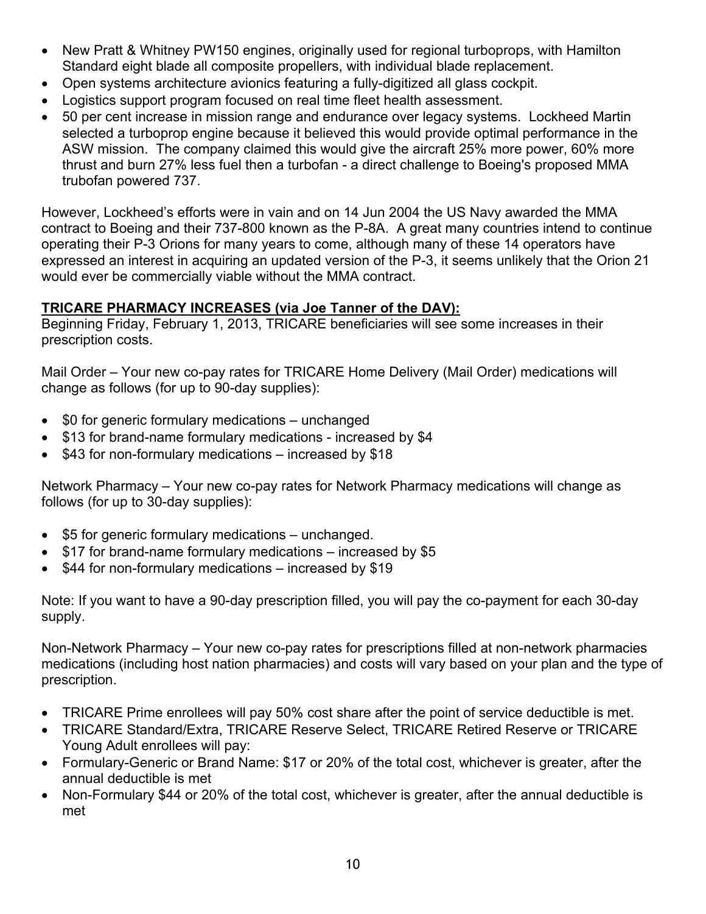- New Pratt & Whitney PW150 engines, originally used for regional turboprops, with Hamilton Standard eight blade all composite propellers, with individual blade replacement.
- Open systems architecture avionics featuring a fully-digitized all glass cockpit.
- Logistics support program focused on real time fleet health assessment.
- 50 per cent increase in mission range and endurance over legacy systems. Lockheed Martin selected a turboprop engine because it believed this would provide optimal performance in the ASW mission. The company claimed this would give the aircraft 25% more power, 60% more thrust and burn 27% less fuel then a turbofan - a direct challenge to Boeing's proposed MMA trubofan powered 737.

However, Lockheed's efforts were in vain and on 14 Jun 2004 the US Navy awarded the MMA contract to Boeing and their 737-800 known as the P-8A. A great many countries intend to continue operating their P-3 Orions for many years to come, although many of these 14 operators have expressed an interest in acquiring an updated version of the P-3, it seems unlikely that the Orion 21 would ever be commercially viable without the MMA contract.

**TRICARE PHARMACY INCREASES (via Joe Tanner of the DAV):**

Beginning Friday, February 1, 2013, TRICARE beneficiaries will see some increases in their prescription costs.

Mail Order – Your new co-pay rates for TRICARE Home Delivery (Mail Order) medications will change as follows (for up to 90-day supplies):

- $0 for generic formulary medications – unchanged
- $13 for brand-name formulary medications - increased by $4
- $43 for non-formulary medications – increased by $18

Network Pharmacy – Your new co-pay rates for Network Pharmacy medications will change as follows (for up to 30-day supplies):

- $5 for generic formulary medications – unchanged.
- $17 for brand-name formulary medications – increased by $5
- $44 for non-formulary medications – increased by $19

Note: If you want to have a 90-day prescription filled, you will pay the co-payment for each 30-day supply.

Non-Network Pharmacy – Your new co-pay rates for prescriptions filled at non-network pharmacies medications (including host nation pharmacies) and costs will vary based on your plan and the type of prescription.

- TRICARE Prime enrollees will pay 50% cost share after the point of service deductible is met.
- TRICARE Standard/Extra, TRICARE Reserve Select, TRICARE Retired Reserve or TRICARE Young Adult enrollees will pay:
- Formulary-Generic or Brand Name: $17 or 20% of the total cost, whichever is greater, after the annual deductible is met
- Non-Formulary $44 or 20% of the total cost, whichever is greater, after the annual deductible is met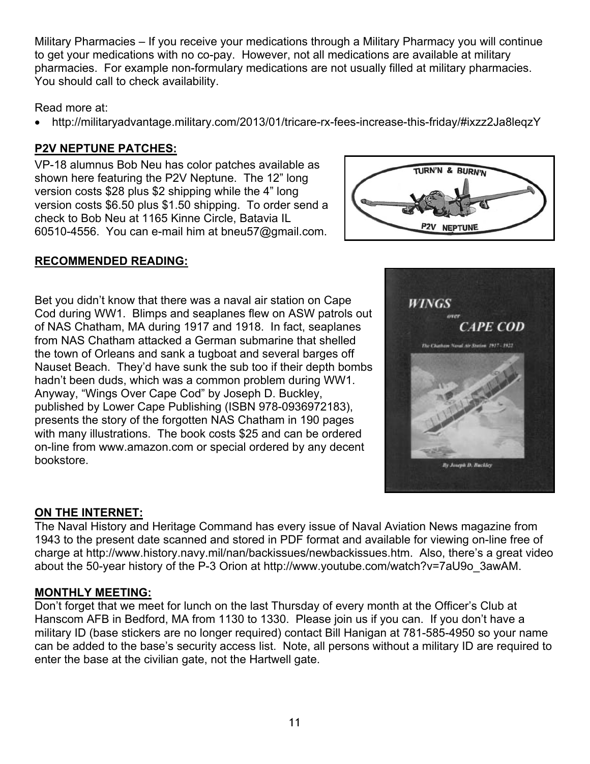Military Pharmacies – If you receive your medications through a Military Pharmacy you will continue to get your medications with no co-pay. However, not all medications are available at military pharmacies. For example non-formulary medications are not usually filled at military pharmacies. You should call to check availability.

Read more at:

- http://militaryadvantage.military.com/2013/01/tricare-rx-fees-increase-this-friday/#ixzz2Ja8leqzY

## P2V NEPTUNE PATCHES:

VP-18 alumnus Bob Neu has color patches available as shown here featuring the P2V Neptune. The 12" long version costs $28 plus $2 shipping while the 4" long version costs $6.50 plus $1.50 shipping. To order send a check to Bob Neu at 1165 Kinne Circle, Batavia IL 60510-4556. You can e-mail him at bneu57@gmail.com.

## RECOMMENDED READING:

Bet you didn't know that there was a naval air station on Cape Cod during WW1. Blimps and seaplanes flew on ASW patrols out of NAS Chatham, MA during 1917 and 1918. In fact, seaplanes from NAS Chatham attacked a German submarine that shelled the town of Orleans and sank a tugboat and several barges off Nauset Beach. They'd have sunk the sub too if their depth bombs hadn't been duds, which was a common problem during WW1. Anyway, "Wings Over Cape Cod" by Joseph D. Buckley, published by Lower Cape Publishing (ISBN 978-0936972183), presents the story of the forgotten NAS Chatham in 190 pages with many illustrations. The book costs $25 and can be ordered on-line from www.amazon.com or special ordered by any decent bookstore.

## ON THE INTERNET:

The Naval History and Heritage Command has every issue of Naval Aviation News magazine from 1943 to the present date scanned and stored in PDF format and available for viewing on-line free of charge at http://www.history.navy.mil/nan/backissues/newbackissues.htm. Also, there's a great video about the 50-year history of the P-3 Orion at http://www.youtube.com/watch?v=7aU9o_3awAM.

## MONTHLY MEETING:

Don't forget that we meet for lunch on the last Thursday of every month at the Officer's Club at Hanscom AFB in Bedford, MA from 1130 to 1330. Please join us if you can. If you don't have a military ID (base stickers are no longer required) contact Bill Hanigan at 781-585-4950 so your name can be added to the base's security access list. Note, all persons without a military ID are required to enter the base at the civilian gate, not the Hartwell gate.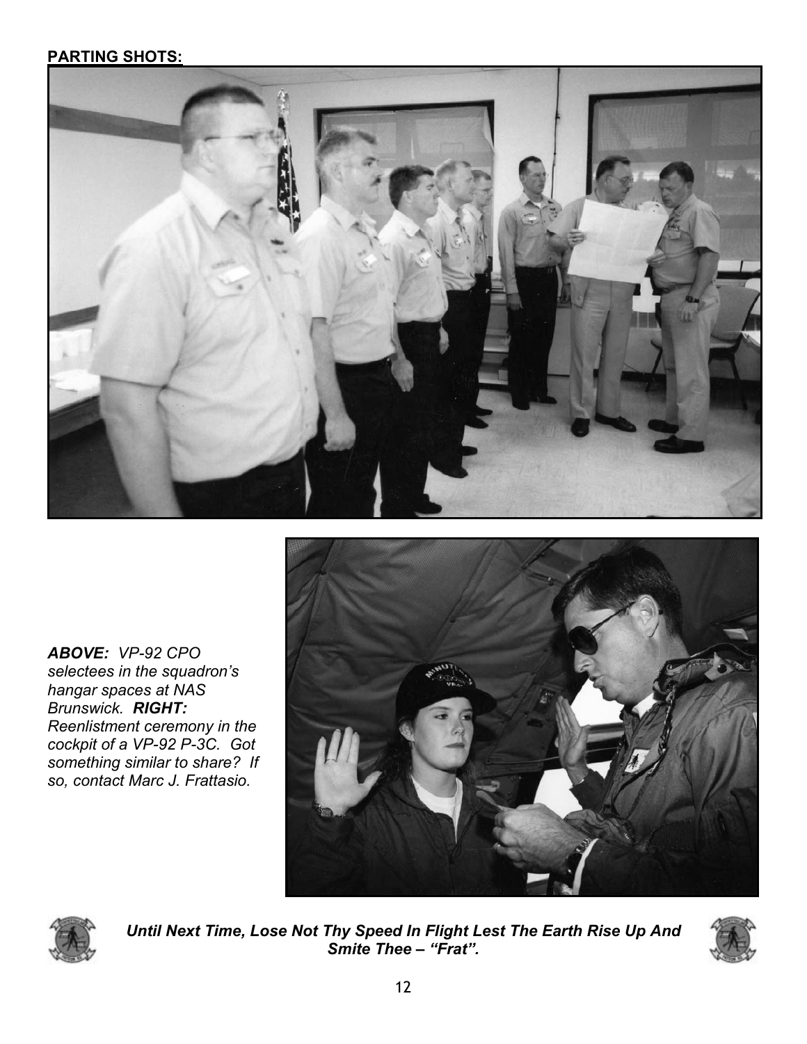**PARTING SHOTS:**

***ABOVE:*** *VP-92 CPO selectees in the squadron's hangar spaces at NAS Brunswick.* ***RIGHT:*** *Reenlistment ceremony in the cockpit of a VP-92 P-3C. Got something similar to share? If so, contact Marc J. Frattasio.*

***Until Next Time, Lose Not Thy Speed In Flight Lest The Earth Rise Up And Smite Thee – "Frat".***